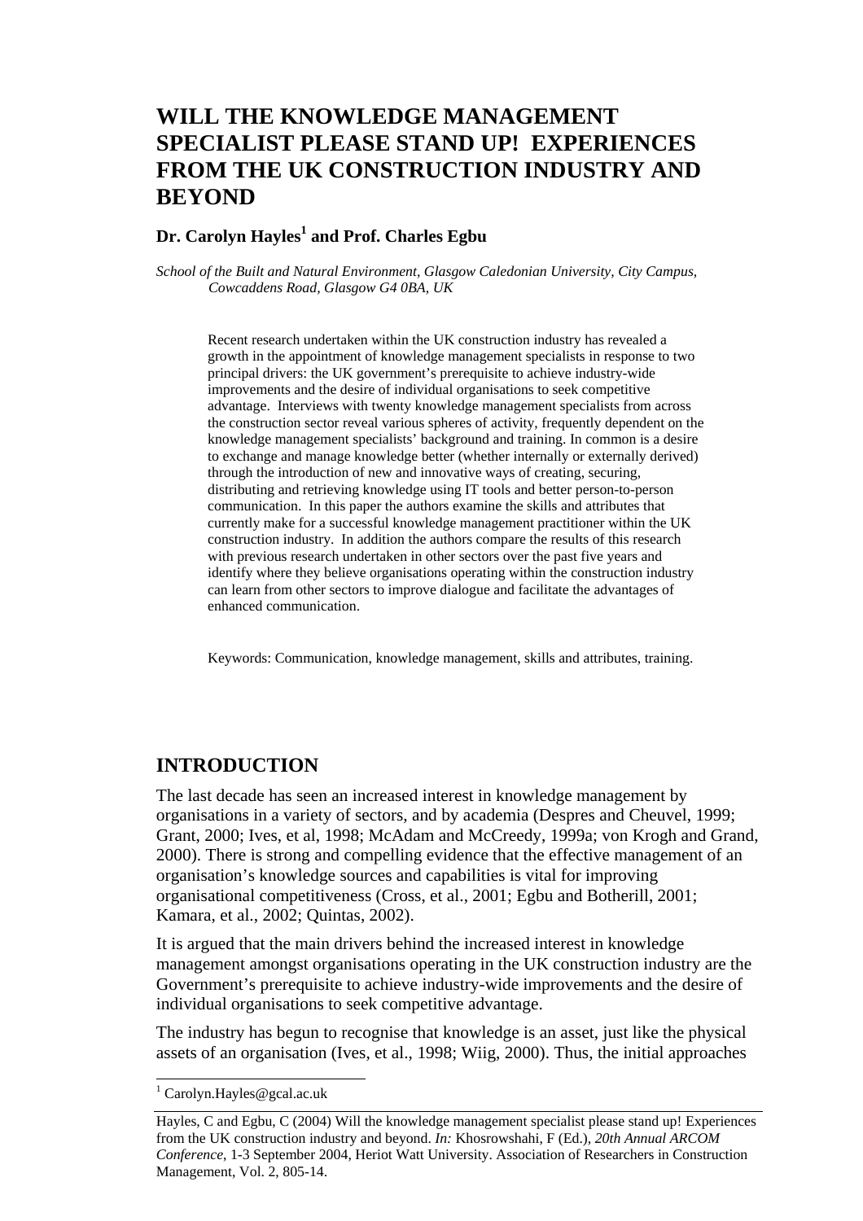# WILL THE KNOWLEDGE MANAGEMENT SPECIALIST PLEASE STAND UP! EXPERIENCES FROM THE UK CONSTRUCTION INDUSTRY AND BEYOND

**Dr. Carolyn Hayles[1] and Prof. Charles Egbu**

*School of the Built and Natural Environment, Glasgow Caledonian University, City Campus, Cowcaddens Road, Glasgow G4 0BA, UK*

Recent research undertaken within the UK construction industry has revealed a growth in the appointment of knowledge management specialists in response to two principal drivers: the UK government's prerequisite to achieve industry-wide improvements and the desire of individual organisations to seek competitive advantage. Interviews with twenty knowledge management specialists from across the construction sector reveal various spheres of activity, frequently dependent on the knowledge management specialists' background and training. In common is a desire to exchange and manage knowledge better (whether internally or externally derived) through the introduction of new and innovative ways of creating, securing, distributing and retrieving knowledge using IT tools and better person-to-person communication. In this paper the authors examine the skills and attributes that currently make for a successful knowledge management practitioner within the UK construction industry. In addition the authors compare the results of this research with previous research undertaken in other sectors over the past five years and identify where they believe organisations operating within the construction industry can learn from other sectors to improve dialogue and facilitate the advantages of enhanced communication.

Keywords: Communication, knowledge management, skills and attributes, training.

## INTRODUCTION

The last decade has seen an increased interest in knowledge management by organisations in a variety of sectors, and by academia (Despres and Cheuvel, 1999; Grant, 2000; Ives, et al, 1998; McAdam and McCreedy, 1999a; von Krogh and Grand, 2000). There is strong and compelling evidence that the effective management of an organisation's knowledge sources and capabilities is vital for improving organisational competitiveness (Cross, et al., 2001; Egbu and Botherill, 2001; Kamara, et al., 2002; Quintas, 2002).

It is argued that the main drivers behind the increased interest in knowledge management amongst organisations operating in the UK construction industry are the Government's prerequisite to achieve industry-wide improvements and the desire of individual organisations to seek competitive advantage.

The industry has begun to recognise that knowledge is an asset, just like the physical assets of an organisation (Ives, et al., 1998; Wiig, 2000). Thus, the initial approaches

[1] Carolyn.Hayles@gcal.ac.uk

Hayles, C and Egbu, C (2004) Will the knowledge management specialist please stand up! Experiences from the UK construction industry and beyond. *In:* Khosrowshahi, F (Ed.), *20th Annual ARCOM Conference*, 1-3 September 2004, Heriot Watt University. Association of Researchers in Construction Management, Vol. 2, 805-14.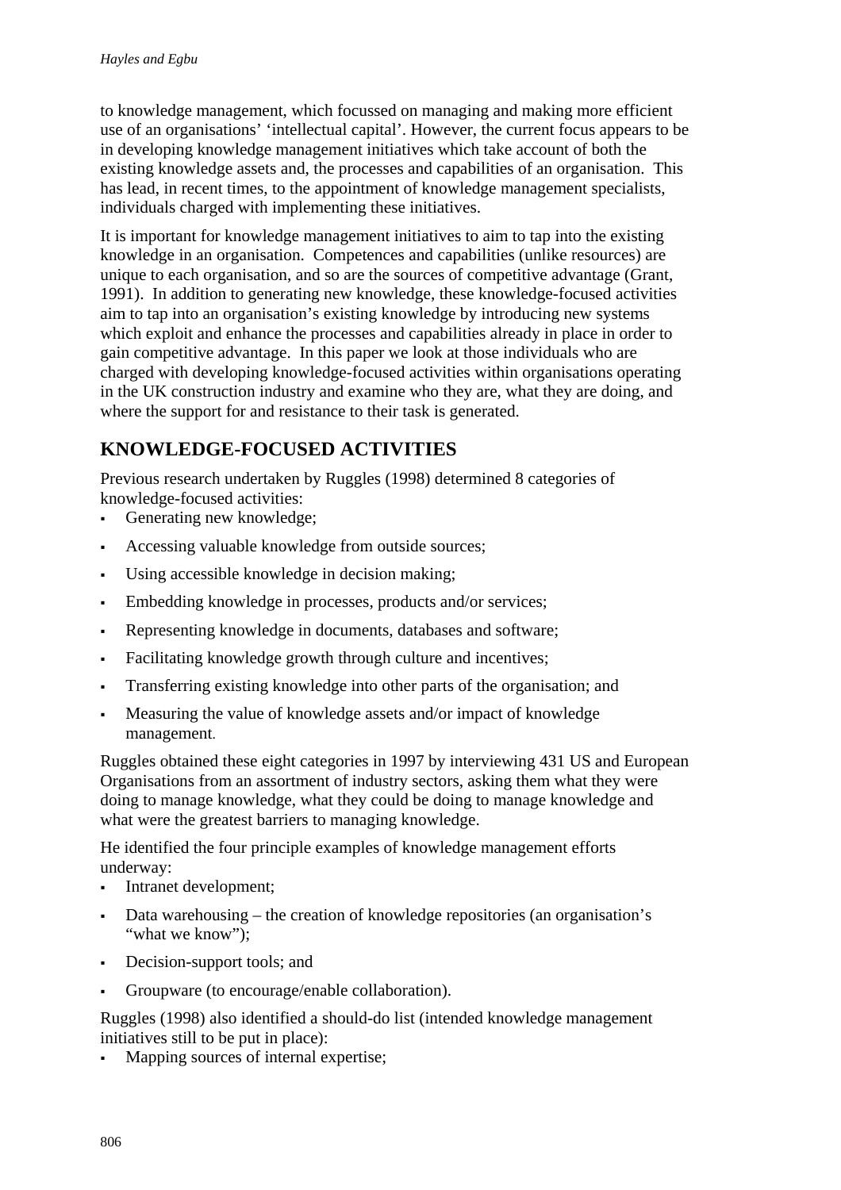to knowledge management, which focussed on managing and making more efficient use of an organisations' 'intellectual capital'. However, the current focus appears to be in developing knowledge management initiatives which take account of both the existing knowledge assets and, the processes and capabilities of an organisation. This has lead, in recent times, to the appointment of knowledge management specialists, individuals charged with implementing these initiatives.

It is important for knowledge management initiatives to aim to tap into the existing knowledge in an organisation. Competences and capabilities (unlike resources) are unique to each organisation, and so are the sources of competitive advantage (Grant, 1991). In addition to generating new knowledge, these knowledge-focused activities aim to tap into an organisation's existing knowledge by introducing new systems which exploit and enhance the processes and capabilities already in place in order to gain competitive advantage. In this paper we look at those individuals who are charged with developing knowledge-focused activities within organisations operating in the UK construction industry and examine who they are, what they are doing, and where the support for and resistance to their task is generated.

## KNOWLEDGE-FOCUSED ACTIVITIES

Previous research undertaken by Ruggles (1998) determined 8 categories of knowledge-focused activities:

- Generating new knowledge;
- Accessing valuable knowledge from outside sources;
- Using accessible knowledge in decision making;
- Embedding knowledge in processes, products and/or services;
- Representing knowledge in documents, databases and software;
- Facilitating knowledge growth through culture and incentives;
- Transferring existing knowledge into other parts of the organisation; and
- Measuring the value of knowledge assets and/or impact of knowledge management.

Ruggles obtained these eight categories in 1997 by interviewing 431 US and European Organisations from an assortment of industry sectors, asking them what they were doing to manage knowledge, what they could be doing to manage knowledge and what were the greatest barriers to managing knowledge.

He identified the four principle examples of knowledge management efforts underway:

- Intranet development;
- Data warehousing – the creation of knowledge repositories (an organisation's "what we know");
- Decision-support tools; and
- Groupware (to encourage/enable collaboration).

Ruggles (1998) also identified a should-do list (intended knowledge management initiatives still to be put in place):

- Mapping sources of internal expertise;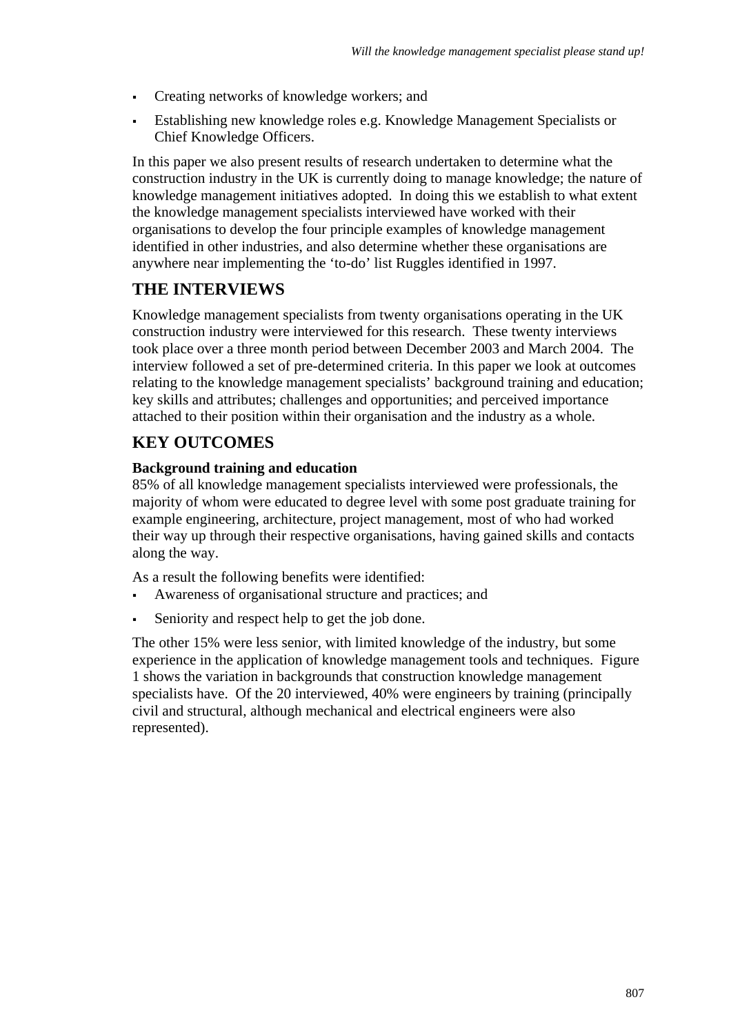- Creating networks of knowledge workers; and
- Establishing new knowledge roles e.g. Knowledge Management Specialists or Chief Knowledge Officers.

In this paper we also present results of research undertaken to determine what the construction industry in the UK is currently doing to manage knowledge; the nature of knowledge management initiatives adopted. In doing this we establish to what extent the knowledge management specialists interviewed have worked with their organisations to develop the four principle examples of knowledge management identified in other industries, and also determine whether these organisations are anywhere near implementing the 'to-do' list Ruggles identified in 1997.

## THE INTERVIEWS

Knowledge management specialists from twenty organisations operating in the UK construction industry were interviewed for this research. These twenty interviews took place over a three month period between December 2003 and March 2004. The interview followed a set of pre-determined criteria. In this paper we look at outcomes relating to the knowledge management specialists' background training and education; key skills and attributes; challenges and opportunities; and perceived importance attached to their position within their organisation and the industry as a whole.

## KEY OUTCOMES

### Background training and education

85% of all knowledge management specialists interviewed were professionals, the majority of whom were educated to degree level with some post graduate training for example engineering, architecture, project management, most of who had worked their way up through their respective organisations, having gained skills and contacts along the way.

As a result the following benefits were identified:

- Awareness of organisational structure and practices; and
- Seniority and respect help to get the job done.

The other 15% were less senior, with limited knowledge of the industry, but some experience in the application of knowledge management tools and techniques. Figure 1 shows the variation in backgrounds that construction knowledge management specialists have. Of the 20 interviewed, 40% were engineers by training (principally civil and structural, although mechanical and electrical engineers were also represented).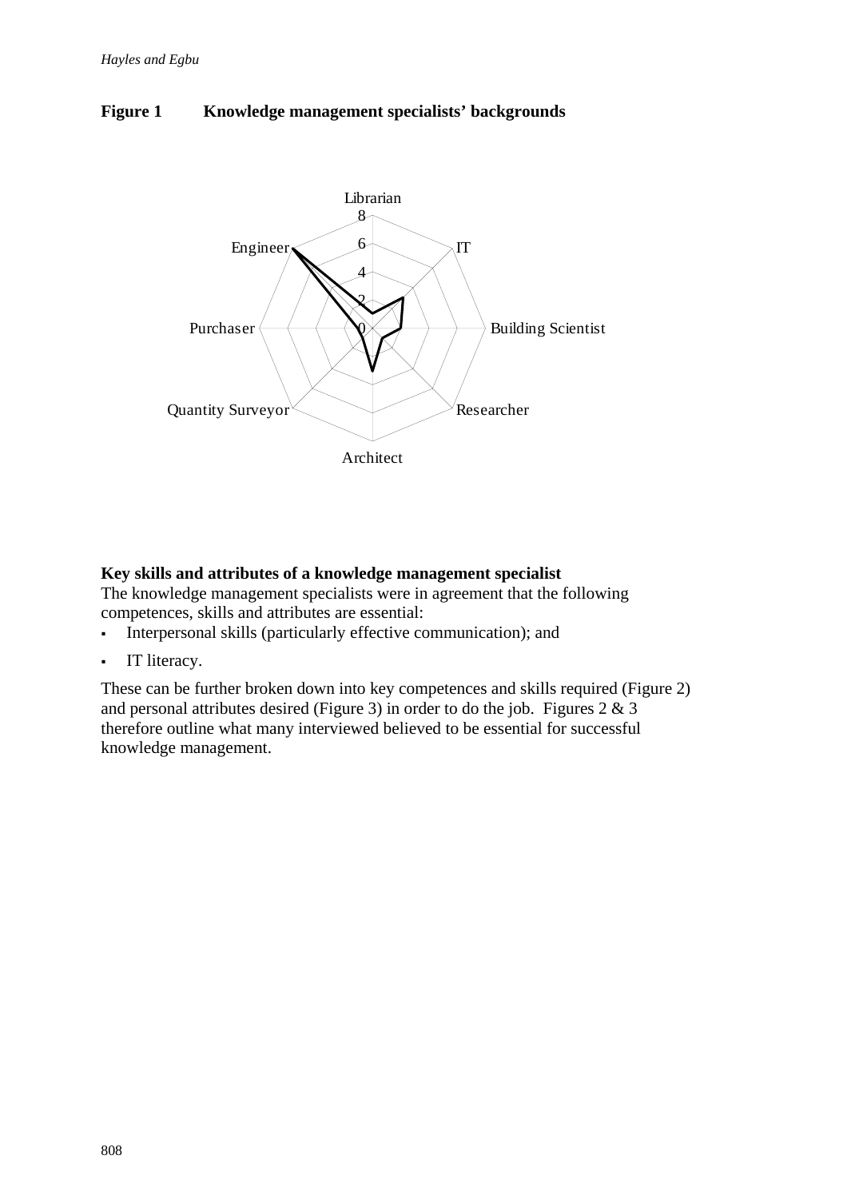**Figure 1 Knowledge management specialists' backgrounds**

### Key skills and attributes of a knowledge management specialist

The knowledge management specialists were in agreement that the following competences, skills and attributes are essential:

- Interpersonal skills (particularly effective communication); and
- IT literacy.

These can be further broken down into key competences and skills required (Figure 2) and personal attributes desired (Figure 3) in order to do the job. Figures 2 & 3 therefore outline what many interviewed believed to be essential for successful knowledge management.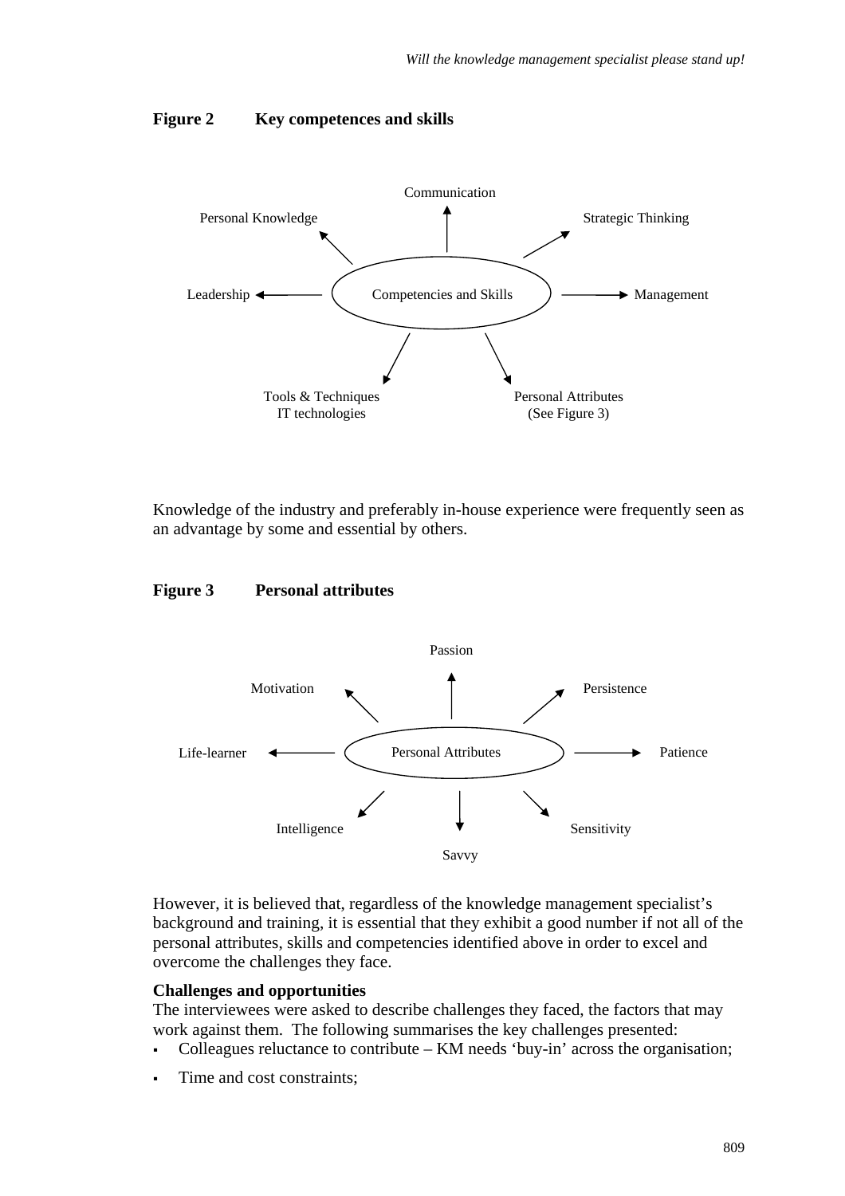**Figure 2 Key competences and skills**

Communication

Personal Knowledge

Strategic Thinking

Leadership

Competencies and Skills

Management

Tools & Techniques
IT technologies

Personal Attributes
(See Figure 3)

Knowledge of the industry and preferably in-house experience were frequently seen as an advantage by some and essential by others.

**Figure 3 Personal attributes**

Passion

Motivation

Persistence

Life-learner

Personal Attributes

Patience

Intelligence

Sensitivity

Savvy

However, it is believed that, regardless of the knowledge management specialist's background and training, it is essential that they exhibit a good number if not all of the personal attributes, skills and competencies identified above in order to excel and overcome the challenges they face.

**Challenges and opportunities**

The interviewees were asked to describe challenges they faced, the factors that may work against them. The following summarises the key challenges presented:

- Colleagues reluctance to contribute – KM needs 'buy-in' across the organisation;
- Time and cost constraints;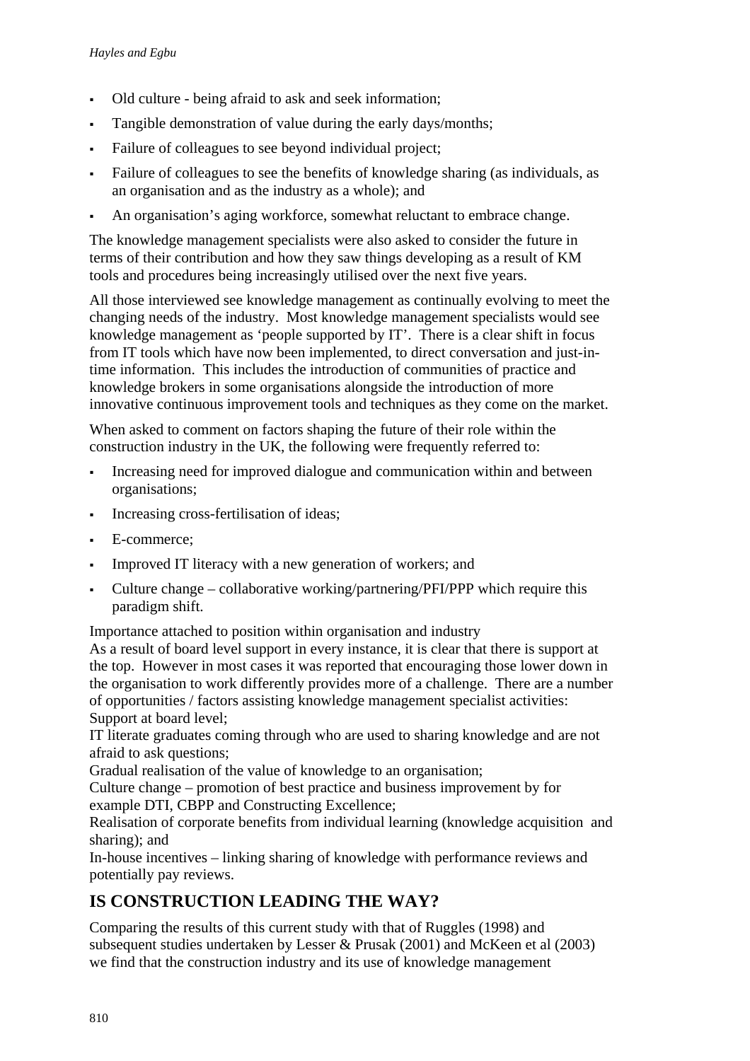- Old culture - being afraid to ask and seek information;
- Tangible demonstration of value during the early days/months;
- Failure of colleagues to see beyond individual project;
- Failure of colleagues to see the benefits of knowledge sharing (as individuals, as an organisation and as the industry as a whole); and
- An organisation's aging workforce, somewhat reluctant to embrace change.

The knowledge management specialists were also asked to consider the future in terms of their contribution and how they saw things developing as a result of KM tools and procedures being increasingly utilised over the next five years.

All those interviewed see knowledge management as continually evolving to meet the changing needs of the industry. Most knowledge management specialists would see knowledge management as 'people supported by IT'. There is a clear shift in focus from IT tools which have now been implemented, to direct conversation and just-in-time information. This includes the introduction of communities of practice and knowledge brokers in some organisations alongside the introduction of more innovative continuous improvement tools and techniques as they come on the market.

When asked to comment on factors shaping the future of their role within the construction industry in the UK, the following were frequently referred to:

- Increasing need for improved dialogue and communication within and between organisations;
- Increasing cross-fertilisation of ideas;
- E-commerce;
- Improved IT literacy with a new generation of workers; and
- Culture change – collaborative working/partnering/PFI/PPP which require this paradigm shift.

Importance attached to position within organisation and industry
As a result of board level support in every instance, it is clear that there is support at the top. However in most cases it was reported that encouraging those lower down in the organisation to work differently provides more of a challenge. There are a number of opportunities / factors assisting knowledge management specialist activities:
Support at board level;
IT literate graduates coming through who are used to sharing knowledge and are not afraid to ask questions;
Gradual realisation of the value of knowledge to an organisation;
Culture change – promotion of best practice and business improvement by for example DTI, CBPP and Constructing Excellence;
Realisation of corporate benefits from individual learning (knowledge acquisition and sharing); and
In-house incentives – linking sharing of knowledge with performance reviews and potentially pay reviews.

## IS CONSTRUCTION LEADING THE WAY?

Comparing the results of this current study with that of Ruggles (1998) and subsequent studies undertaken by Lesser & Prusak (2001) and McKeen et al (2003) we find that the construction industry and its use of knowledge management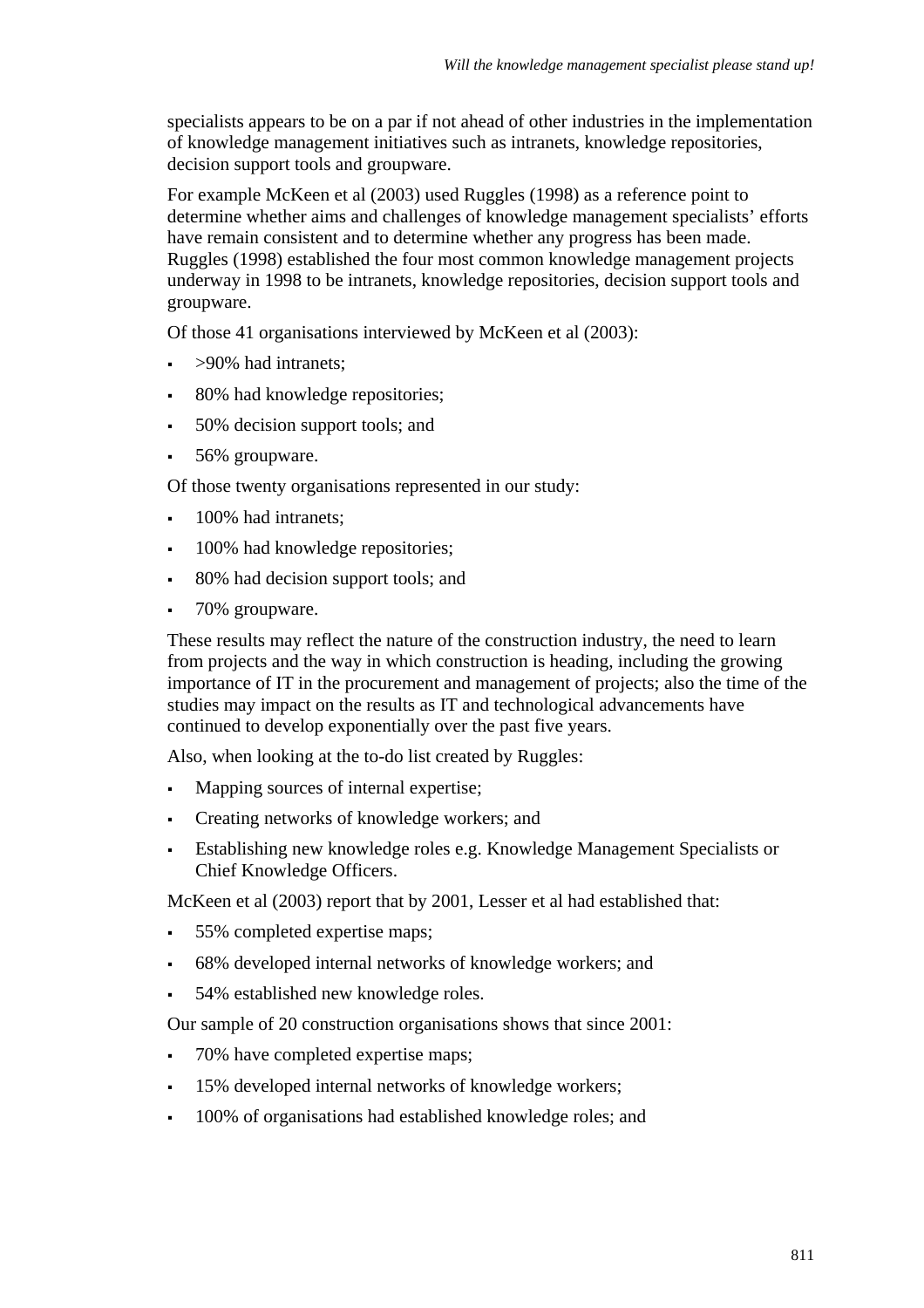specialists appears to be on a par if not ahead of other industries in the implementation of knowledge management initiatives such as intranets, knowledge repositories, decision support tools and groupware.

For example McKeen et al (2003) used Ruggles (1998) as a reference point to determine whether aims and challenges of knowledge management specialists' efforts have remain consistent and to determine whether any progress has been made. Ruggles (1998) established the four most common knowledge management projects underway in 1998 to be intranets, knowledge repositories, decision support tools and groupware.

Of those 41 organisations interviewed by McKeen et al (2003):

- >90% had intranets;
- 80% had knowledge repositories;
- 50% decision support tools; and
- 56% groupware.

Of those twenty organisations represented in our study:

- 100% had intranets;
- 100% had knowledge repositories;
- 80% had decision support tools; and
- 70% groupware.

These results may reflect the nature of the construction industry, the need to learn from projects and the way in which construction is heading, including the growing importance of IT in the procurement and management of projects; also the time of the studies may impact on the results as IT and technological advancements have continued to develop exponentially over the past five years.

Also, when looking at the to-do list created by Ruggles:

- Mapping sources of internal expertise;
- Creating networks of knowledge workers; and
- Establishing new knowledge roles e.g. Knowledge Management Specialists or Chief Knowledge Officers.

McKeen et al (2003) report that by 2001, Lesser et al had established that:

- 55% completed expertise maps;
- 68% developed internal networks of knowledge workers; and
- 54% established new knowledge roles.

Our sample of 20 construction organisations shows that since 2001:

- 70% have completed expertise maps;
- 15% developed internal networks of knowledge workers;
- 100% of organisations had established knowledge roles; and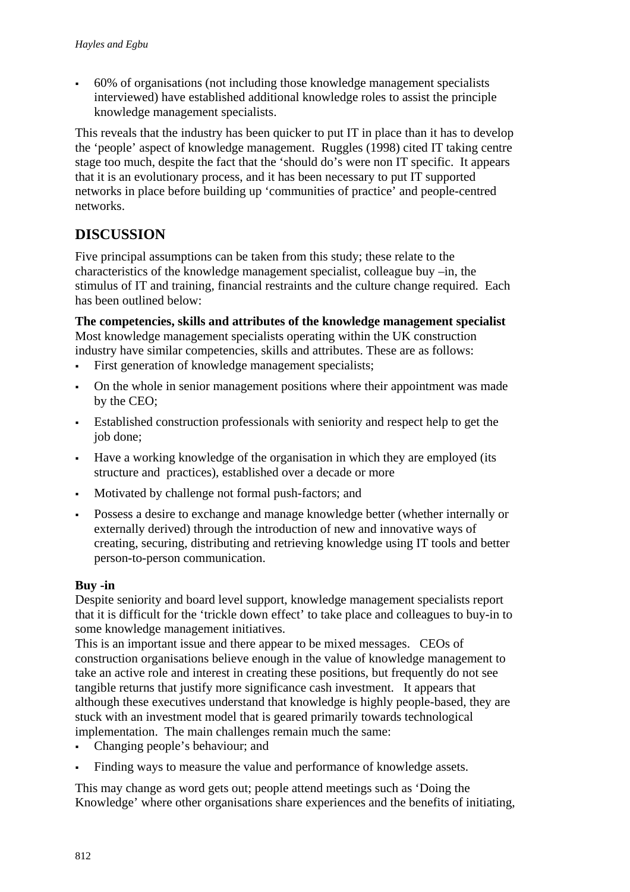- 60% of organisations (not including those knowledge management specialists interviewed) have established additional knowledge roles to assist the principle knowledge management specialists.

This reveals that the industry has been quicker to put IT in place than it has to develop the 'people' aspect of knowledge management. Ruggles (1998) cited IT taking centre stage too much, despite the fact that the 'should do's were non IT specific. It appears that it is an evolutionary process, and it has been necessary to put IT supported networks in place before building up 'communities of practice' and people-centred networks.

## DISCUSSION

Five principal assumptions can be taken from this study; these relate to the characteristics of the knowledge management specialist, colleague buy –in, the stimulus of IT and training, financial restraints and the culture change required. Each has been outlined below:

**The competencies, skills and attributes of the knowledge management specialist**
Most knowledge management specialists operating within the UK construction industry have similar competencies, skills and attributes. These are as follows:

- First generation of knowledge management specialists;
- On the whole in senior management positions where their appointment was made by the CEO;
- Established construction professionals with seniority and respect help to get the job done;
- Have a working knowledge of the organisation in which they are employed (its structure and practices), established over a decade or more
- Motivated by challenge not formal push-factors; and
- Possess a desire to exchange and manage knowledge better (whether internally or externally derived) through the introduction of new and innovative ways of creating, securing, distributing and retrieving knowledge using IT tools and better person-to-person communication.

**Buy -in**
Despite seniority and board level support, knowledge management specialists report that it is difficult for the 'trickle down effect' to take place and colleagues to buy-in to some knowledge management initiatives.
This is an important issue and there appear to be mixed messages. CEOs of construction organisations believe enough in the value of knowledge management to take an active role and interest in creating these positions, but frequently do not see tangible returns that justify more significance cash investment. It appears that although these executives understand that knowledge is highly people-based, they are stuck with an investment model that is geared primarily towards technological implementation. The main challenges remain much the same:

- Changing people's behaviour; and
- Finding ways to measure the value and performance of knowledge assets.

This may change as word gets out; people attend meetings such as 'Doing the Knowledge' where other organisations share experiences and the benefits of initiating,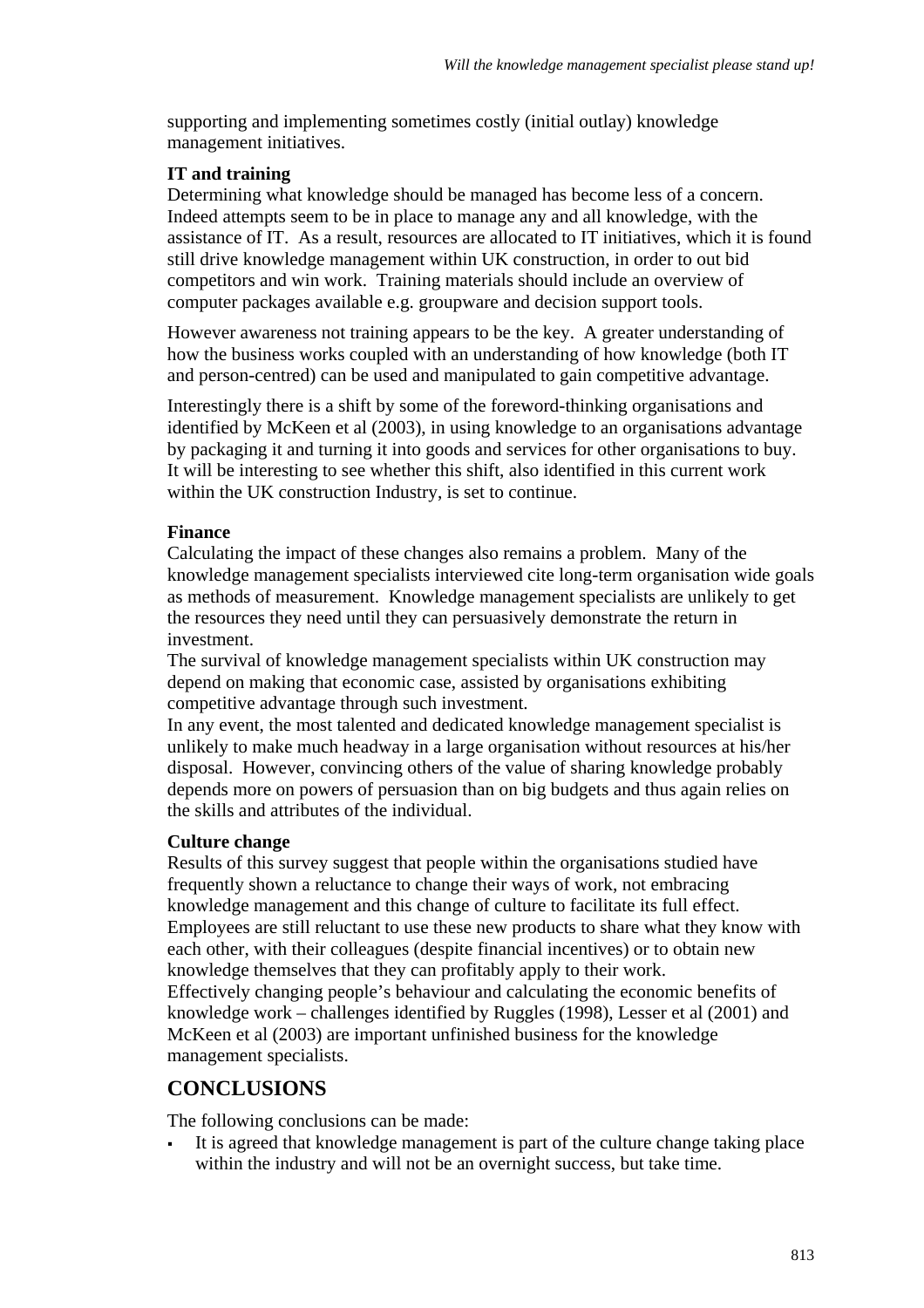supporting and implementing sometimes costly (initial outlay) knowledge management initiatives.

**IT and training**

Determining what knowledge should be managed has become less of a concern. Indeed attempts seem to be in place to manage any and all knowledge, with the assistance of IT. As a result, resources are allocated to IT initiatives, which it is found still drive knowledge management within UK construction, in order to out bid competitors and win work. Training materials should include an overview of computer packages available e.g. groupware and decision support tools.

However awareness not training appears to be the key. A greater understanding of how the business works coupled with an understanding of how knowledge (both IT and person-centred) can be used and manipulated to gain competitive advantage.

Interestingly there is a shift by some of the foreword-thinking organisations and identified by McKeen et al (2003), in using knowledge to an organisations advantage by packaging it and turning it into goods and services for other organisations to buy. It will be interesting to see whether this shift, also identified in this current work within the UK construction Industry, is set to continue.

**Finance**

Calculating the impact of these changes also remains a problem. Many of the knowledge management specialists interviewed cite long-term organisation wide goals as methods of measurement. Knowledge management specialists are unlikely to get the resources they need until they can persuasively demonstrate the return in investment.

The survival of knowledge management specialists within UK construction may depend on making that economic case, assisted by organisations exhibiting competitive advantage through such investment.

In any event, the most talented and dedicated knowledge management specialist is unlikely to make much headway in a large organisation without resources at his/her disposal. However, convincing others of the value of sharing knowledge probably depends more on powers of persuasion than on big budgets and thus again relies on the skills and attributes of the individual.

**Culture change**

Results of this survey suggest that people within the organisations studied have frequently shown a reluctance to change their ways of work, not embracing knowledge management and this change of culture to facilitate its full effect. Employees are still reluctant to use these new products to share what they know with each other, with their colleagues (despite financial incentives) or to obtain new knowledge themselves that they can profitably apply to their work.

Effectively changing people's behaviour and calculating the economic benefits of knowledge work – challenges identified by Ruggles (1998), Lesser et al (2001) and McKeen et al (2003) are important unfinished business for the knowledge management specialists.

## CONCLUSIONS

The following conclusions can be made:

- It is agreed that knowledge management is part of the culture change taking place within the industry and will not be an overnight success, but take time.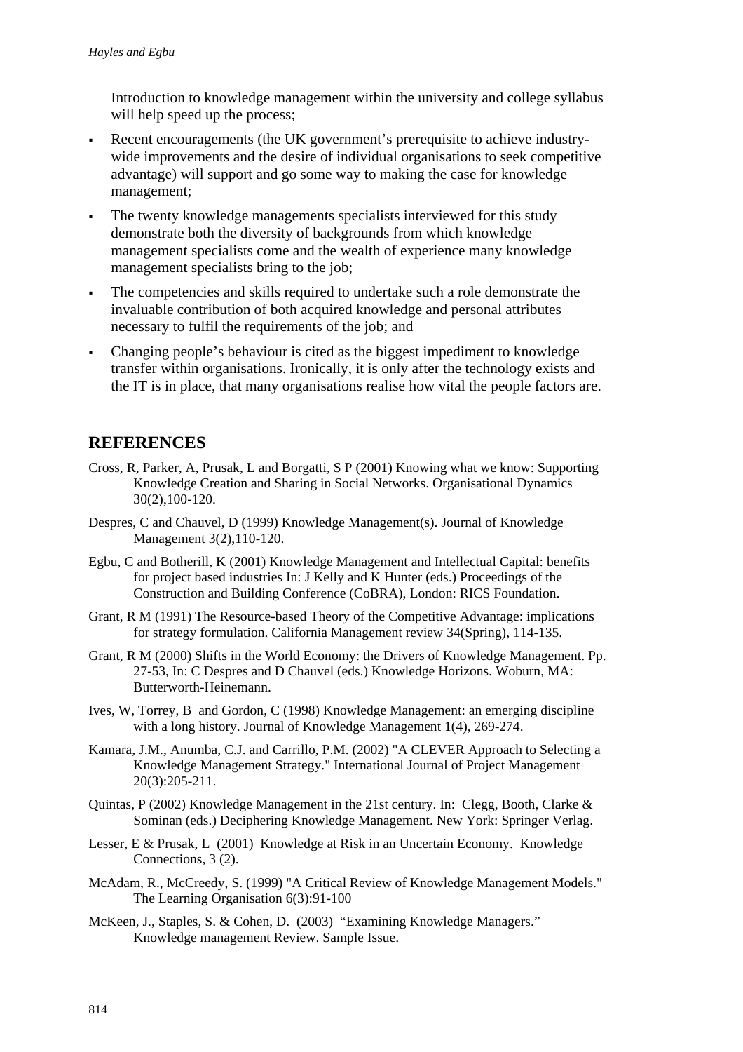Introduction to knowledge management within the university and college syllabus will help speed up the process;

- Recent encouragements (the UK government's prerequisite to achieve industry-wide improvements and the desire of individual organisations to seek competitive advantage) will support and go some way to making the case for knowledge management;
- The twenty knowledge managements specialists interviewed for this study demonstrate both the diversity of backgrounds from which knowledge management specialists come and the wealth of experience many knowledge management specialists bring to the job;
- The competencies and skills required to undertake such a role demonstrate the invaluable contribution of both acquired knowledge and personal attributes necessary to fulfil the requirements of the job; and
- Changing people's behaviour is cited as the biggest impediment to knowledge transfer within organisations. Ironically, it is only after the technology exists and the IT is in place, that many organisations realise how vital the people factors are.

## REFERENCES

Cross, R, Parker, A, Prusak, L and Borgatti, S P (2001) Knowing what we know: Supporting Knowledge Creation and Sharing in Social Networks. Organisational Dynamics 30(2),100-120.

Despres, C and Chauvel, D (1999) Knowledge Management(s). Journal of Knowledge Management 3(2),110-120.

Egbu, C and Botherill, K (2001) Knowledge Management and Intellectual Capital: benefits for project based industries In: J Kelly and K Hunter (eds.) Proceedings of the Construction and Building Conference (CoBRA), London: RICS Foundation.

Grant, R M (1991) The Resource-based Theory of the Competitive Advantage: implications for strategy formulation. California Management review 34(Spring), 114-135.

Grant, R M (2000) Shifts in the World Economy: the Drivers of Knowledge Management. Pp. 27-53, In: C Despres and D Chauvel (eds.) Knowledge Horizons. Woburn, MA: Butterworth-Heinemann.

Ives, W, Torrey, B and Gordon, C (1998) Knowledge Management: an emerging discipline with a long history. Journal of Knowledge Management 1(4), 269-274.

Kamara, J.M., Anumba, C.J. and Carrillo, P.M. (2002) "A CLEVER Approach to Selecting a Knowledge Management Strategy." International Journal of Project Management 20(3):205-211.

Quintas, P (2002) Knowledge Management in the 21st century. In: Clegg, Booth, Clarke & Sominan (eds.) Deciphering Knowledge Management. New York: Springer Verlag.

Lesser, E & Prusak, L (2001) Knowledge at Risk in an Uncertain Economy. Knowledge Connections, 3 (2).

McAdam, R., McCreedy, S. (1999) "A Critical Review of Knowledge Management Models." The Learning Organisation 6(3):91-100

McKeen, J., Staples, S. & Cohen, D. (2003) "Examining Knowledge Managers." Knowledge management Review. Sample Issue.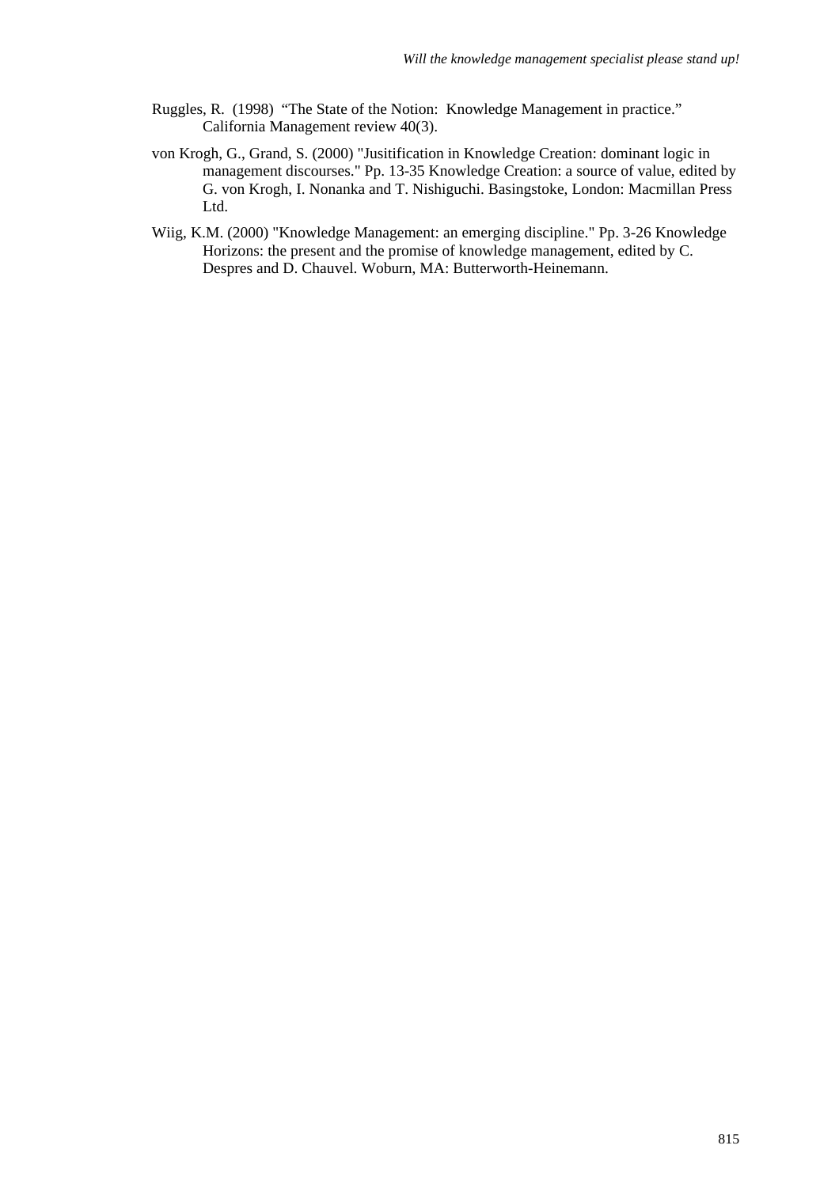Ruggles, R. (1998) "The State of the Notion: Knowledge Management in practice." California Management review 40(3).

von Krogh, G., Grand, S. (2000) "Jusitification in Knowledge Creation: dominant logic in management discourses." Pp. 13-35 Knowledge Creation: a source of value, edited by G. von Krogh, I. Nonanka and T. Nishiguchi. Basingstoke, London: Macmillan Press Ltd.

Wiig, K.M. (2000) "Knowledge Management: an emerging discipline." Pp. 3-26 Knowledge Horizons: the present and the promise of knowledge management, edited by C. Despres and D. Chauvel. Woburn, MA: Butterworth-Heinemann.